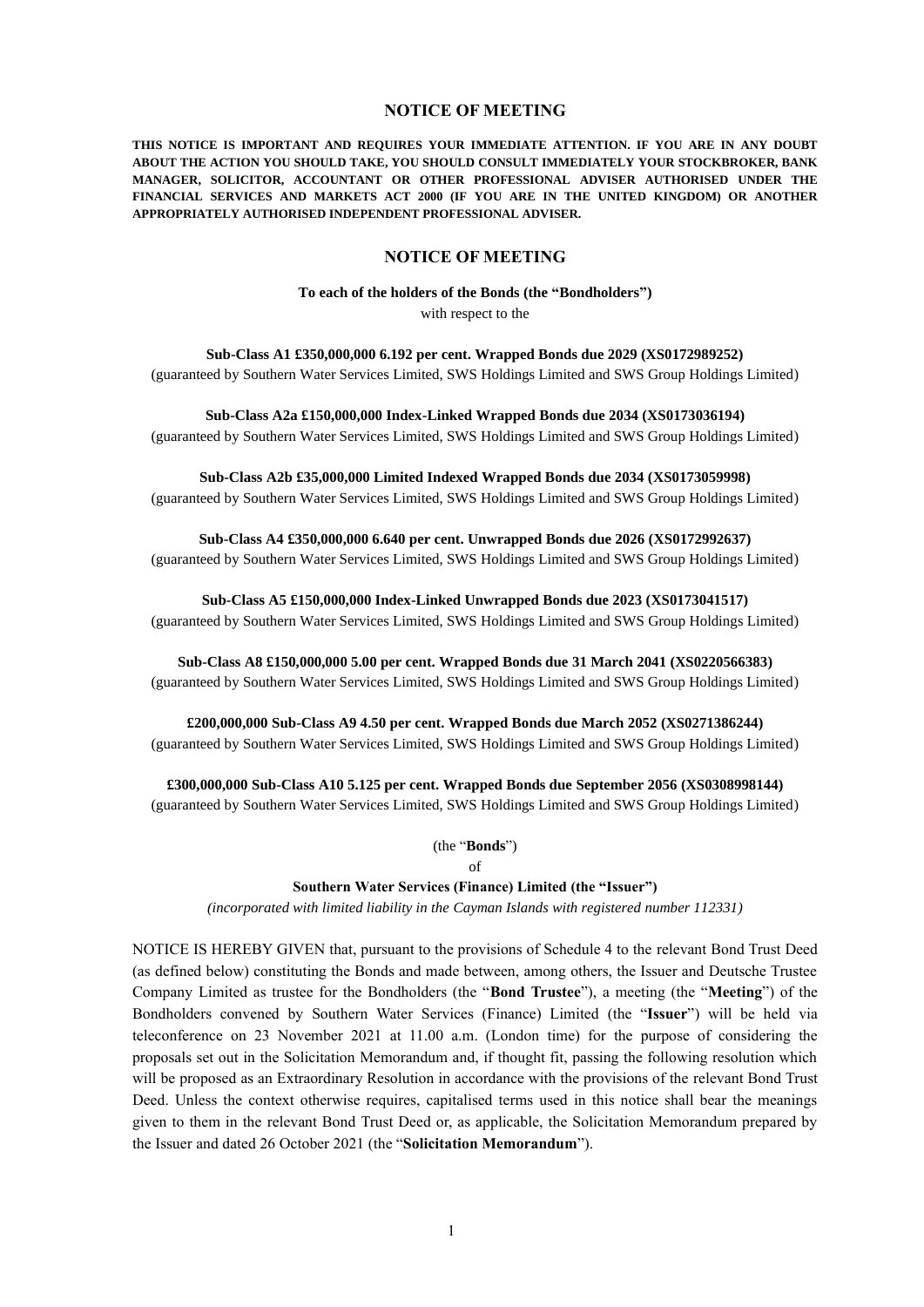# NOTICE OF MEETING

**THIS NOTICE IS IMPORTANT AND REQUIRES YOUR IMMEDIATE ATTENTION. IF YOU ARE IN ANY DOUBT ABOUT THE ACTION YOU SHOULD TAKE, YOU SHOULD CONSULT IMMEDIATELY YOUR STOCKBROKER, BANK MANAGER, SOLICITOR, ACCOUNTANT OR OTHER PROFESSIONAL ADVISER AUTHORISED UNDER THE FINANCIAL SERVICES AND MARKETS ACT 2000 (IF YOU ARE IN THE UNITED KINGDOM) OR ANOTHER APPROPRIATELY AUTHORISED INDEPENDENT PROFESSIONAL ADVISER.**

# NOTICE OF MEETING

**To each of the holders of the Bonds (the "Bondholders")**

with respect to the

**Sub-Class A1 £350,000,000 6.192 per cent. Wrapped Bonds due 2029 (XS0172989252)**

(guaranteed by Southern Water Services Limited, SWS Holdings Limited and SWS Group Holdings Limited)

**Sub-Class A2a £150,000,000 Index-Linked Wrapped Bonds due 2034 (XS0173036194)**

(guaranteed by Southern Water Services Limited, SWS Holdings Limited and SWS Group Holdings Limited)

**Sub-Class A2b £35,000,000 Limited Indexed Wrapped Bonds due 2034 (XS0173059998)**

(guaranteed by Southern Water Services Limited, SWS Holdings Limited and SWS Group Holdings Limited)

**Sub-Class A4 £350,000,000 6.640 per cent. Unwrapped Bonds due 2026 (XS0172992637)**

(guaranteed by Southern Water Services Limited, SWS Holdings Limited and SWS Group Holdings Limited)

**Sub-Class A5 £150,000,000 Index-Linked Unwrapped Bonds due 2023 (XS0173041517)**

(guaranteed by Southern Water Services Limited, SWS Holdings Limited and SWS Group Holdings Limited)

**Sub-Class A8 £150,000,000 5.00 per cent. Wrapped Bonds due 31 March 2041 (XS0220566383)**

(guaranteed by Southern Water Services Limited, SWS Holdings Limited and SWS Group Holdings Limited)

**£200,000,000 Sub-Class A9 4.50 per cent. Wrapped Bonds due March 2052 (XS0271386244)**

(guaranteed by Southern Water Services Limited, SWS Holdings Limited and SWS Group Holdings Limited)

**£300,000,000 Sub-Class A10 5.125 per cent. Wrapped Bonds due September 2056 (XS0308998144)**

(guaranteed by Southern Water Services Limited, SWS Holdings Limited and SWS Group Holdings Limited)

(the "**Bonds**")

of

**Southern Water Services (Finance) Limited (the "Issuer")**

*(incorporated with limited liability in the Cayman Islands with registered number 112331)*

NOTICE IS HEREBY GIVEN that, pursuant to the provisions of Schedule 4 to the relevant Bond Trust Deed (as defined below) constituting the Bonds and made between, among others, the Issuer and Deutsche Trustee Company Limited as trustee for the Bondholders (the "**Bond Trustee**"), a meeting (the "**Meeting**") of the Bondholders convened by Southern Water Services (Finance) Limited (the "**Issuer**") will be held via teleconference on 23 November 2021 at 11.00 a.m. (London time) for the purpose of considering the proposals set out in the Solicitation Memorandum and, if thought fit, passing the following resolution which will be proposed as an Extraordinary Resolution in accordance with the provisions of the relevant Bond Trust Deed. Unless the context otherwise requires, capitalised terms used in this notice shall bear the meanings given to them in the relevant Bond Trust Deed or, as applicable, the Solicitation Memorandum prepared by the Issuer and dated 26 October 2021 (the "**Solicitation Memorandum**").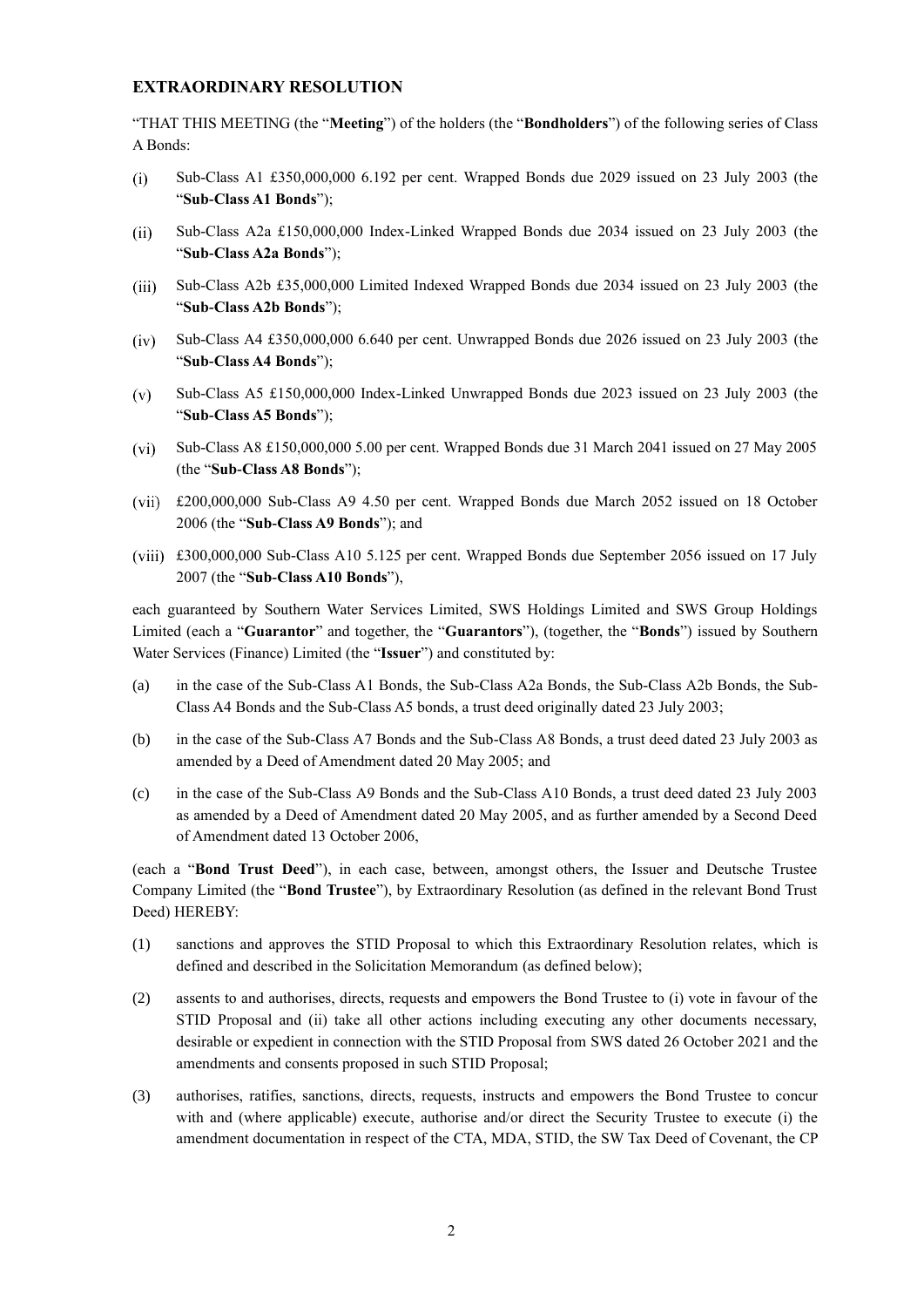## EXTRAORDINARY RESOLUTION

"THAT THIS MEETING (the "**Meeting**") of the holders (the "**Bondholders**") of the following series of Class A Bonds:

(i) Sub-Class A1 £350,000,000 6.192 per cent. Wrapped Bonds due 2029 issued on 23 July 2003 (the "**Sub-Class A1 Bonds**");

(ii) Sub-Class A2a £150,000,000 Index-Linked Wrapped Bonds due 2034 issued on 23 July 2003 (the "**Sub-Class A2a Bonds**");

(iii) Sub-Class A2b £35,000,000 Limited Indexed Wrapped Bonds due 2034 issued on 23 July 2003 (the "**Sub-Class A2b Bonds**");

(iv) Sub-Class A4 £350,000,000 6.640 per cent. Unwrapped Bonds due 2026 issued on 23 July 2003 (the "**Sub-Class A4 Bonds**");

(v) Sub-Class A5 £150,000,000 Index-Linked Unwrapped Bonds due 2023 issued on 23 July 2003 (the "**Sub-Class A5 Bonds**");

(vi) Sub-Class A8 £150,000,000 5.00 per cent. Wrapped Bonds due 31 March 2041 issued on 27 May 2005 (the "**Sub-Class A8 Bonds**");

(vii) £200,000,000 Sub-Class A9 4.50 per cent. Wrapped Bonds due March 2052 issued on 18 October 2006 (the "**Sub-Class A9 Bonds**"); and

(viii) £300,000,000 Sub-Class A10 5.125 per cent. Wrapped Bonds due September 2056 issued on 17 July 2007 (the "**Sub-Class A10 Bonds**"),

each guaranteed by Southern Water Services Limited, SWS Holdings Limited and SWS Group Holdings Limited (each a "**Guarantor**" and together, the "**Guarantors**"), (together, the "**Bonds**") issued by Southern Water Services (Finance) Limited (the "**Issuer**") and constituted by:

(a) in the case of the Sub-Class A1 Bonds, the Sub-Class A2a Bonds, the Sub-Class A2b Bonds, the Sub-Class A4 Bonds and the Sub-Class A5 bonds, a trust deed originally dated 23 July 2003;

(b) in the case of the Sub-Class A7 Bonds and the Sub-Class A8 Bonds, a trust deed dated 23 July 2003 as amended by a Deed of Amendment dated 20 May 2005; and

(c) in the case of the Sub-Class A9 Bonds and the Sub-Class A10 Bonds, a trust deed dated 23 July 2003 as amended by a Deed of Amendment dated 20 May 2005, and as further amended by a Second Deed of Amendment dated 13 October 2006,

(each a "**Bond Trust Deed**"), in each case, between, amongst others, the Issuer and Deutsche Trustee Company Limited (the "**Bond Trustee**"), by Extraordinary Resolution (as defined in the relevant Bond Trust Deed) HEREBY:

(1) sanctions and approves the STID Proposal to which this Extraordinary Resolution relates, which is defined and described in the Solicitation Memorandum (as defined below);

(2) assents to and authorises, directs, requests and empowers the Bond Trustee to (i) vote in favour of the STID Proposal and (ii) take all other actions including executing any other documents necessary, desirable or expedient in connection with the STID Proposal from SWS dated 26 October 2021 and the amendments and consents proposed in such STID Proposal;

(3) authorises, ratifies, sanctions, directs, requests, instructs and empowers the Bond Trustee to concur with and (where applicable) execute, authorise and/or direct the Security Trustee to execute (i) the amendment documentation in respect of the CTA, MDA, STID, the SW Tax Deed of Covenant, the CP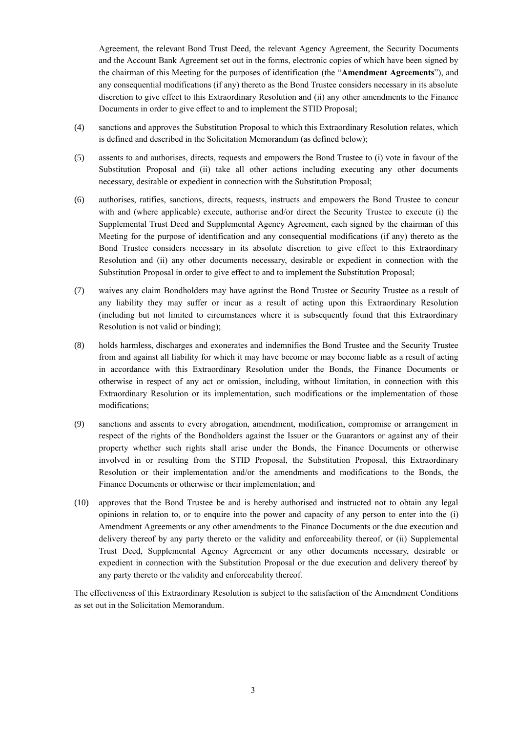Agreement, the relevant Bond Trust Deed, the relevant Agency Agreement, the Security Documents and the Account Bank Agreement set out in the forms, electronic copies of which have been signed by the chairman of this Meeting for the purposes of identification (the "**Amendment Agreements**"), and any consequential modifications (if any) thereto as the Bond Trustee considers necessary in its absolute discretion to give effect to this Extraordinary Resolution and (ii) any other amendments to the Finance Documents in order to give effect to and to implement the STID Proposal;

(4) sanctions and approves the Substitution Proposal to which this Extraordinary Resolution relates, which is defined and described in the Solicitation Memorandum (as defined below);

(5) assents to and authorises, directs, requests and empowers the Bond Trustee to (i) vote in favour of the Substitution Proposal and (ii) take all other actions including executing any other documents necessary, desirable or expedient in connection with the Substitution Proposal;

(6) authorises, ratifies, sanctions, directs, requests, instructs and empowers the Bond Trustee to concur with and (where applicable) execute, authorise and/or direct the Security Trustee to execute (i) the Supplemental Trust Deed and Supplemental Agency Agreement, each signed by the chairman of this Meeting for the purpose of identification and any consequential modifications (if any) thereto as the Bond Trustee considers necessary in its absolute discretion to give effect to this Extraordinary Resolution and (ii) any other documents necessary, desirable or expedient in connection with the Substitution Proposal in order to give effect to and to implement the Substitution Proposal;

(7) waives any claim Bondholders may have against the Bond Trustee or Security Trustee as a result of any liability they may suffer or incur as a result of acting upon this Extraordinary Resolution (including but not limited to circumstances where it is subsequently found that this Extraordinary Resolution is not valid or binding);

(8) holds harmless, discharges and exonerates and indemnifies the Bond Trustee and the Security Trustee from and against all liability for which it may have become or may become liable as a result of acting in accordance with this Extraordinary Resolution under the Bonds, the Finance Documents or otherwise in respect of any act or omission, including, without limitation, in connection with this Extraordinary Resolution or its implementation, such modifications or the implementation of those modifications;

(9) sanctions and assents to every abrogation, amendment, modification, compromise or arrangement in respect of the rights of the Bondholders against the Issuer or the Guarantors or against any of their property whether such rights shall arise under the Bonds, the Finance Documents or otherwise involved in or resulting from the STID Proposal, the Substitution Proposal, this Extraordinary Resolution or their implementation and/or the amendments and modifications to the Bonds, the Finance Documents or otherwise or their implementation; and

(10) approves that the Bond Trustee be and is hereby authorised and instructed not to obtain any legal opinions in relation to, or to enquire into the power and capacity of any person to enter into the (i) Amendment Agreements or any other amendments to the Finance Documents or the due execution and delivery thereof by any party thereto or the validity and enforceability thereof, or (ii) Supplemental Trust Deed, Supplemental Agency Agreement or any other documents necessary, desirable or expedient in connection with the Substitution Proposal or the due execution and delivery thereof by any party thereto or the validity and enforceability thereof.

The effectiveness of this Extraordinary Resolution is subject to the satisfaction of the Amendment Conditions as set out in the Solicitation Memorandum.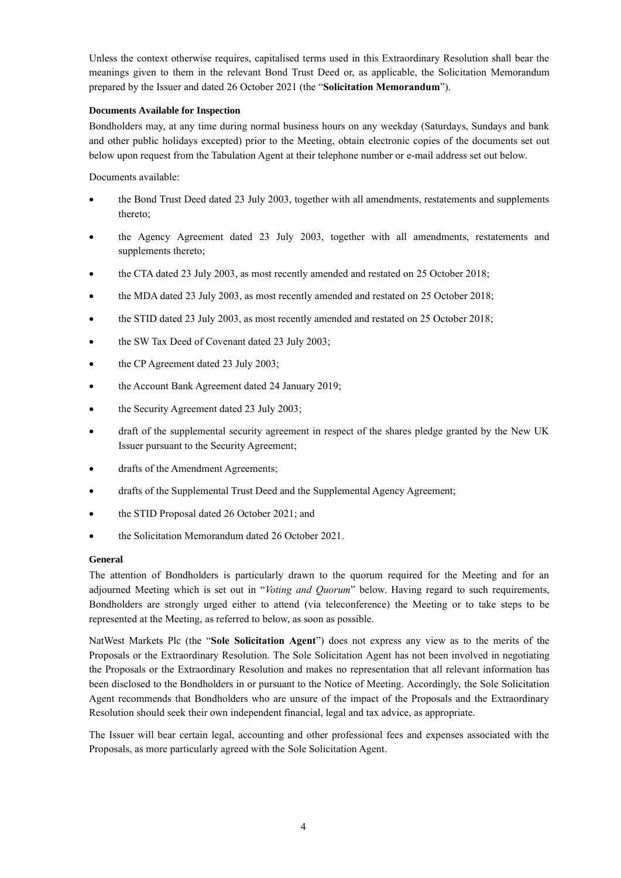Unless the context otherwise requires, capitalised terms used in this Extraordinary Resolution shall bear the meanings given to them in the relevant Bond Trust Deed or, as applicable, the Solicitation Memorandum prepared by the Issuer and dated 26 October 2021 (the "**Solicitation Memorandum**").

**Documents Available for Inspection**

Bondholders may, at any time during normal business hours on any weekday (Saturdays, Sundays and bank and other public holidays excepted) prior to the Meeting, obtain electronic copies of the documents set out below upon request from the Tabulation Agent at their telephone number or e-mail address set out below.

Documents available:

- the Bond Trust Deed dated 23 July 2003, together with all amendments, restatements and supplements thereto;
- the Agency Agreement dated 23 July 2003, together with all amendments, restatements and supplements thereto;
- the CTA dated 23 July 2003, as most recently amended and restated on 25 October 2018;
- the MDA dated 23 July 2003, as most recently amended and restated on 25 October 2018;
- the STID dated 23 July 2003, as most recently amended and restated on 25 October 2018;
- the SW Tax Deed of Covenant dated 23 July 2003;
- the CP Agreement dated 23 July 2003;
- the Account Bank Agreement dated 24 January 2019;
- the Security Agreement dated 23 July 2003;
- draft of the supplemental security agreement in respect of the shares pledge granted by the New UK Issuer pursuant to the Security Agreement;
- drafts of the Amendment Agreements;
- drafts of the Supplemental Trust Deed and the Supplemental Agency Agreement;
- the STID Proposal dated 26 October 2021; and
- the Solicitation Memorandum dated 26 October 2021.

**General**

The attention of Bondholders is particularly drawn to the quorum required for the Meeting and for an adjourned Meeting which is set out in "*Voting and Quorum*" below. Having regard to such requirements, Bondholders are strongly urged either to attend (via teleconference) the Meeting or to take steps to be represented at the Meeting, as referred to below, as soon as possible.

NatWest Markets Plc (the "**Sole Solicitation Agent**") does not express any view as to the merits of the Proposals or the Extraordinary Resolution. The Sole Solicitation Agent has not been involved in negotiating the Proposals or the Extraordinary Resolution and makes no representation that all relevant information has been disclosed to the Bondholders in or pursuant to the Notice of Meeting. Accordingly, the Sole Solicitation Agent recommends that Bondholders who are unsure of the impact of the Proposals and the Extraordinary Resolution should seek their own independent financial, legal and tax advice, as appropriate.

The Issuer will bear certain legal, accounting and other professional fees and expenses associated with the Proposals, as more particularly agreed with the Sole Solicitation Agent.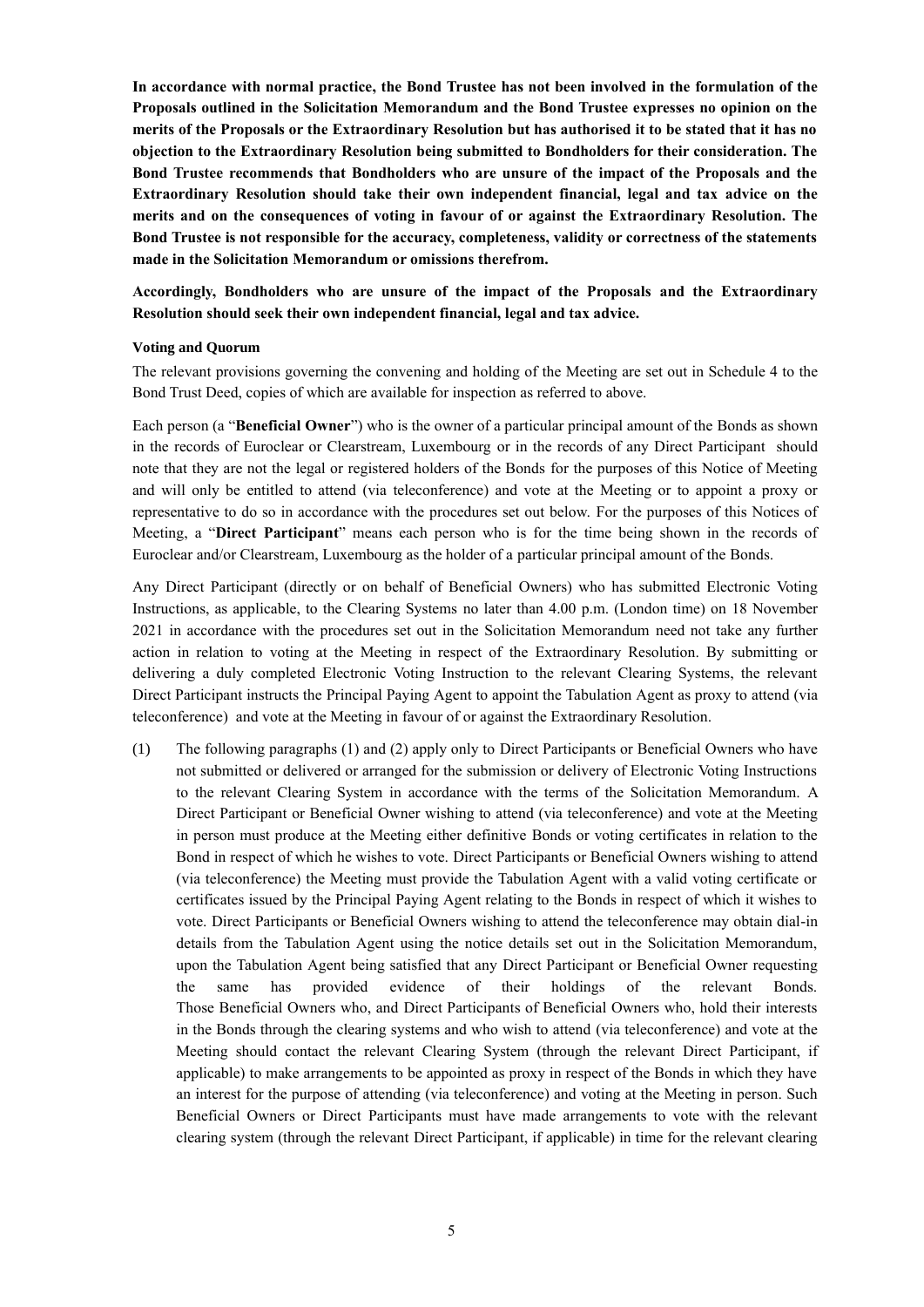**In accordance with normal practice, the Bond Trustee has not been involved in the formulation of the Proposals outlined in the Solicitation Memorandum and the Bond Trustee expresses no opinion on the merits of the Proposals or the Extraordinary Resolution but has authorised it to be stated that it has no objection to the Extraordinary Resolution being submitted to Bondholders for their consideration. The Bond Trustee recommends that Bondholders who are unsure of the impact of the Proposals and the Extraordinary Resolution should take their own independent financial, legal and tax advice on the merits and on the consequences of voting in favour of or against the Extraordinary Resolution. The Bond Trustee is not responsible for the accuracy, completeness, validity or correctness of the statements made in the Solicitation Memorandum or omissions therefrom.**

**Accordingly, Bondholders who are unsure of the impact of the Proposals and the Extraordinary Resolution should seek their own independent financial, legal and tax advice.**

**Voting and Quorum**

The relevant provisions governing the convening and holding of the Meeting are set out in Schedule 4 to the Bond Trust Deed, copies of which are available for inspection as referred to above.

Each person (a "**Beneficial Owner**") who is the owner of a particular principal amount of the Bonds as shown in the records of Euroclear or Clearstream, Luxembourg or in the records of any Direct Participant should note that they are not the legal or registered holders of the Bonds for the purposes of this Notice of Meeting and will only be entitled to attend (via teleconference) and vote at the Meeting or to appoint a proxy or representative to do so in accordance with the procedures set out below. For the purposes of this Notices of Meeting, a "**Direct Participant**" means each person who is for the time being shown in the records of Euroclear and/or Clearstream, Luxembourg as the holder of a particular principal amount of the Bonds.

Any Direct Participant (directly or on behalf of Beneficial Owners) who has submitted Electronic Voting Instructions, as applicable, to the Clearing Systems no later than 4.00 p.m. (London time) on 18 November 2021 in accordance with the procedures set out in the Solicitation Memorandum need not take any further action in relation to voting at the Meeting in respect of the Extraordinary Resolution. By submitting or delivering a duly completed Electronic Voting Instruction to the relevant Clearing Systems, the relevant Direct Participant instructs the Principal Paying Agent to appoint the Tabulation Agent as proxy to attend (via teleconference) and vote at the Meeting in favour of or against the Extraordinary Resolution.

(1) The following paragraphs (1) and (2) apply only to Direct Participants or Beneficial Owners who have not submitted or delivered or arranged for the submission or delivery of Electronic Voting Instructions to the relevant Clearing System in accordance with the terms of the Solicitation Memorandum. A Direct Participant or Beneficial Owner wishing to attend (via teleconference) and vote at the Meeting in person must produce at the Meeting either definitive Bonds or voting certificates in relation to the Bond in respect of which he wishes to vote. Direct Participants or Beneficial Owners wishing to attend (via teleconference) the Meeting must provide the Tabulation Agent with a valid voting certificate or certificates issued by the Principal Paying Agent relating to the Bonds in respect of which it wishes to vote. Direct Participants or Beneficial Owners wishing to attend the teleconference may obtain dial-in details from the Tabulation Agent using the notice details set out in the Solicitation Memorandum, upon the Tabulation Agent being satisfied that any Direct Participant or Beneficial Owner requesting the same has provided evidence of their holdings of the relevant Bonds. Those Beneficial Owners who, and Direct Participants of Beneficial Owners who, hold their interests in the Bonds through the clearing systems and who wish to attend (via teleconference) and vote at the Meeting should contact the relevant Clearing System (through the relevant Direct Participant, if applicable) to make arrangements to be appointed as proxy in respect of the Bonds in which they have an interest for the purpose of attending (via teleconference) and voting at the Meeting in person. Such Beneficial Owners or Direct Participants must have made arrangements to vote with the relevant clearing system (through the relevant Direct Participant, if applicable) in time for the relevant clearing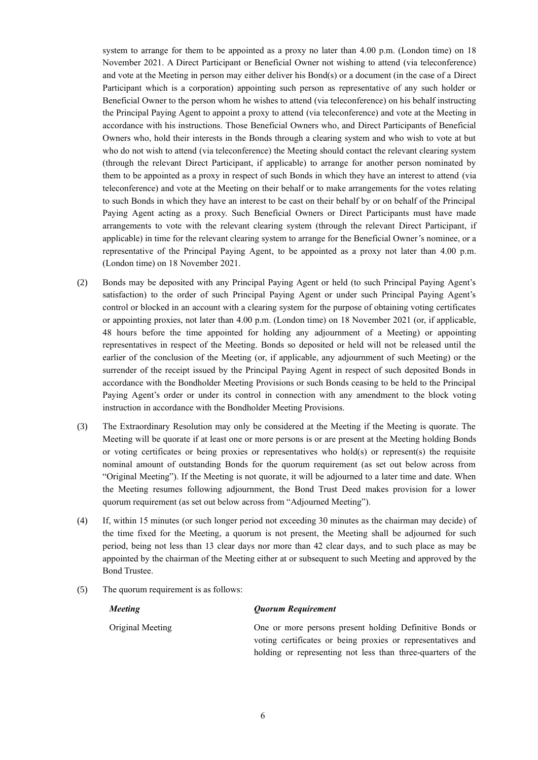system to arrange for them to be appointed as a proxy no later than 4.00 p.m. (London time) on 18 November 2021. A Direct Participant or Beneficial Owner not wishing to attend (via teleconference) and vote at the Meeting in person may either deliver his Bond(s) or a document (in the case of a Direct Participant which is a corporation) appointing such person as representative of any such holder or Beneficial Owner to the person whom he wishes to attend (via teleconference) on his behalf instructing the Principal Paying Agent to appoint a proxy to attend (via teleconference) and vote at the Meeting in accordance with his instructions. Those Beneficial Owners who, and Direct Participants of Beneficial Owners who, hold their interests in the Bonds through a clearing system and who wish to vote at but who do not wish to attend (via teleconference) the Meeting should contact the relevant clearing system (through the relevant Direct Participant, if applicable) to arrange for another person nominated by them to be appointed as a proxy in respect of such Bonds in which they have an interest to attend (via teleconference) and vote at the Meeting on their behalf or to make arrangements for the votes relating to such Bonds in which they have an interest to be cast on their behalf by or on behalf of the Principal Paying Agent acting as a proxy. Such Beneficial Owners or Direct Participants must have made arrangements to vote with the relevant clearing system (through the relevant Direct Participant, if applicable) in time for the relevant clearing system to arrange for the Beneficial Owner's nominee, or a representative of the Principal Paying Agent, to be appointed as a proxy not later than 4.00 p.m. (London time) on 18 November 2021.

(2) Bonds may be deposited with any Principal Paying Agent or held (to such Principal Paying Agent's satisfaction) to the order of such Principal Paying Agent or under such Principal Paying Agent's control or blocked in an account with a clearing system for the purpose of obtaining voting certificates or appointing proxies, not later than 4.00 p.m. (London time) on 18 November 2021 (or, if applicable, 48 hours before the time appointed for holding any adjournment of a Meeting) or appointing representatives in respect of the Meeting. Bonds so deposited or held will not be released until the earlier of the conclusion of the Meeting (or, if applicable, any adjournment of such Meeting) or the surrender of the receipt issued by the Principal Paying Agent in respect of such deposited Bonds in accordance with the Bondholder Meeting Provisions or such Bonds ceasing to be held to the Principal Paying Agent's order or under its control in connection with any amendment to the block voting instruction in accordance with the Bondholder Meeting Provisions.

(3) The Extraordinary Resolution may only be considered at the Meeting if the Meeting is quorate. The Meeting will be quorate if at least one or more persons is or are present at the Meeting holding Bonds or voting certificates or being proxies or representatives who hold(s) or represent(s) the requisite nominal amount of outstanding Bonds for the quorum requirement (as set out below across from "Original Meeting"). If the Meeting is not quorate, it will be adjourned to a later time and date. When the Meeting resumes following adjournment, the Bond Trust Deed makes provision for a lower quorum requirement (as set out below across from "Adjourned Meeting").

(4) If, within 15 minutes (or such longer period not exceeding 30 minutes as the chairman may decide) of the time fixed for the Meeting, a quorum is not present, the Meeting shall be adjourned for such period, being not less than 13 clear days nor more than 42 clear days, and to such place as may be appointed by the chairman of the Meeting either at or subsequent to such Meeting and approved by the Bond Trustee.

(5) The quorum requirement is as follows:

| *Meeting* | *Quorum Requirement* |
|---|---|
| Original Meeting | One or more persons present holding Definitive Bonds or voting certificates or being proxies or representatives and holding or representing not less than three-quarters of the |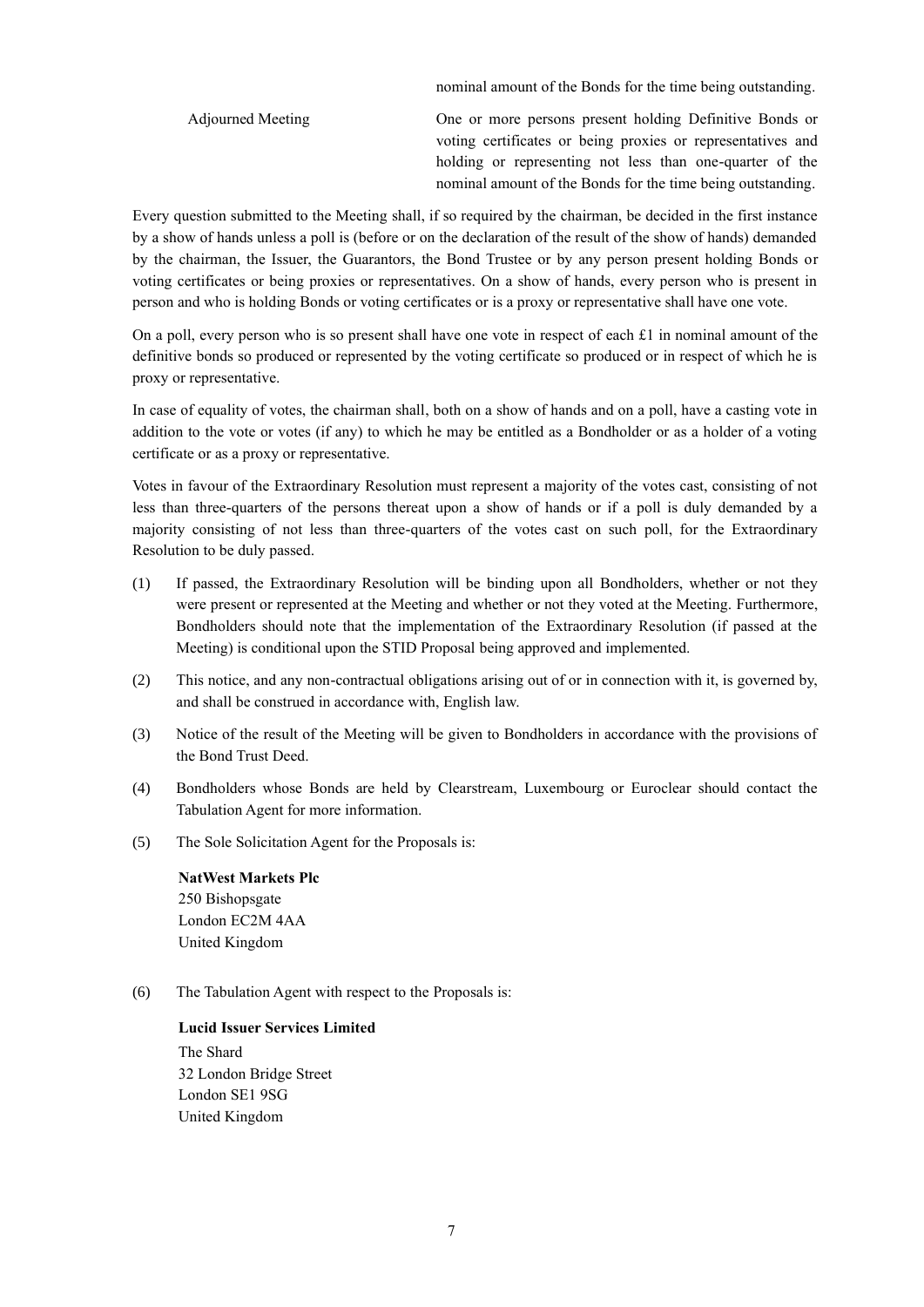| | nominal amount of the Bonds for the time being outstanding. |
|---|---|
| Adjourned Meeting | One or more persons present holding Definitive Bonds or voting certificates or being proxies or representatives and holding or representing not less than one-quarter of the nominal amount of the Bonds for the time being outstanding. |

Every question submitted to the Meeting shall, if so required by the chairman, be decided in the first instance by a show of hands unless a poll is (before or on the declaration of the result of the show of hands) demanded by the chairman, the Issuer, the Guarantors, the Bond Trustee or by any person present holding Bonds or voting certificates or being proxies or representatives. On a show of hands, every person who is present in person and who is holding Bonds or voting certificates or is a proxy or representative shall have one vote.

On a poll, every person who is so present shall have one vote in respect of each £1 in nominal amount of the definitive bonds so produced or represented by the voting certificate so produced or in respect of which he is proxy or representative.

In case of equality of votes, the chairman shall, both on a show of hands and on a poll, have a casting vote in addition to the vote or votes (if any) to which he may be entitled as a Bondholder or as a holder of a voting certificate or as a proxy or representative.

Votes in favour of the Extraordinary Resolution must represent a majority of the votes cast, consisting of not less than three-quarters of the persons thereat upon a show of hands or if a poll is duly demanded by a majority consisting of not less than three-quarters of the votes cast on such poll, for the Extraordinary Resolution to be duly passed.

(1) If passed, the Extraordinary Resolution will be binding upon all Bondholders, whether or not they were present or represented at the Meeting and whether or not they voted at the Meeting. Furthermore, Bondholders should note that the implementation of the Extraordinary Resolution (if passed at the Meeting) is conditional upon the STID Proposal being approved and implemented.

(2) This notice, and any non-contractual obligations arising out of or in connection with it, is governed by, and shall be construed in accordance with, English law.

(3) Notice of the result of the Meeting will be given to Bondholders in accordance with the provisions of the Bond Trust Deed.

(4) Bondholders whose Bonds are held by Clearstream, Luxembourg or Euroclear should contact the Tabulation Agent for more information.

(5) The Sole Solicitation Agent for the Proposals is:

**NatWest Markets Plc**
250 Bishopsgate
London EC2M 4AA
United Kingdom

(6) The Tabulation Agent with respect to the Proposals is:

**Lucid Issuer Services Limited**
The Shard
32 London Bridge Street
London SE1 9SG
United Kingdom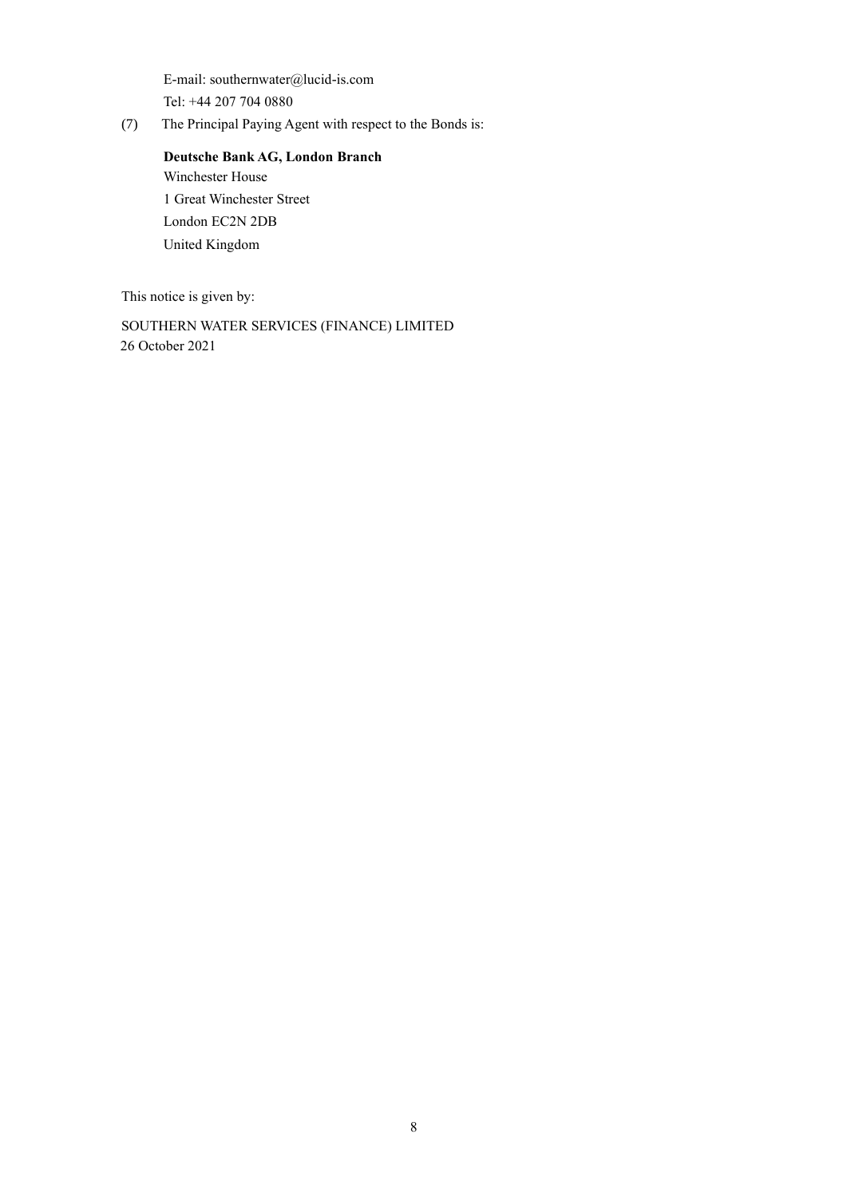E-mail: southernwater@lucid-is.com

Tel: +44 207 704 0880

(7) The Principal Paying Agent with respect to the Bonds is:

**Deutsche Bank AG, London Branch**
Winchester House
1 Great Winchester Street
London EC2N 2DB
United Kingdom

This notice is given by:

SOUTHERN WATER SERVICES (FINANCE) LIMITED
26 October 2021